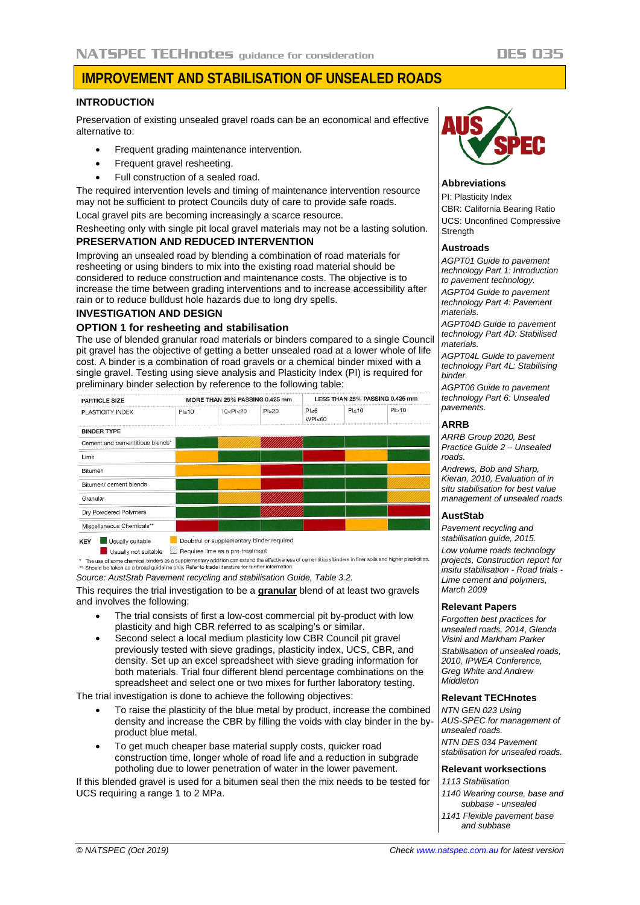# IMPROVEMENT AND STABILISATION OF UNSEALED ROADS

## INTRODUCTION

Preservation of existing unsealed gravel roads can be an economical and effective alternative to:

- Frequent grading maintenance intervention.
- Frequent gravel resheeting.
- Full construction of a sealed road.

The required intervention levels and timing of maintenance intervention resource may not be sufficient to protect Councils duty of care to provide safe roads.

Local gravel pits are becoming increasingly a scarce resource.

Resheeting only with single pit local gravel materials may not be a lasting solution.

## PRESERVATION AND REDUCED INTERVENTION

Improving an unsealed road by blending a combination of road materials for resheeting or using binders to mix into the existing road material should be considered to reduce construction and maintenance costs. The objective is to increase the time between grading interventions and to increase accessibility after rain or to reduce bulldust hole hazards due to long dry spells.

## INVESTIGATION AND DESIGN

### OPTION 1 for resheeting and stabilisation

The use of blended granular road materials or binders compared to a single Council pit gravel has the objective of getting a better unsealed road at a lower whole of life cost. A binder is a combination of road gravels or a chemical binder mixed with a single gravel. Testing using sieve analysis and Plasticity Index (PI) is required for preliminary binder selection by reference to the following table:

| PARTICLE SIZE | MORE THAN 25% PASSING 0.425 mm | | | LESS THAN 25% PASSING 0.425 mm | | |
|---|---|---|---|---|---|---|
| PLASTICITY INDEX | PI≤10 | 10<PI<20 | PI≥20 | PI≤6 WPI≤60 | PI≤10 | PI>10 |
| **BINDER TYPE** | | | | | | |
| Cement and cementitious blends* | Usually suitable | Doubtful or supplementary binder required (requires lime as a pre-treatment) | Usually not suitable (requires lime as a pre-treatment) | Usually suitable | Usually suitable | Usually suitable |
| Lime | Doubtful or supplementary binder required | Usually suitable | Usually suitable | Usually not suitable | Doubtful or supplementary binder required | Usually suitable |
| Bitumen | Usually suitable | Doubtful or supplementary binder required | Usually not suitable | Usually suitable | Usually suitable | Doubtful or supplementary binder required |
| Bitumen/ cement blends | Usually suitable | Doubtful or supplementary binder required | Doubtful or supplementary binder required | Usually suitable | Usually suitable | Doubtful or supplementary binder required (requires lime as a pre-treatment) |
| Granular | Usually suitable | Doubtful or supplementary binder required | Usually not suitable (requires lime as a pre-treatment) | Usually suitable | Usually suitable | Doubtful or supplementary binder required (requires lime as a pre-treatment) |
| Dry Powdered Polymers | Usually suitable | Usually suitable | Usually not suitable (requires lime as a pre-treatment) | Usually suitable | Doubtful or supplementary binder required | Usually not suitable |
| Miscellaneous Chemicals** | Usually not suitable | Usually suitable | Usually suitable | Usually not suitable | Doubtful or supplementary binder required | Usually suitable |

KEY: Usually suitable; Usually not suitable; Doubtful or supplementary binder required; Requires lime as a pre-treatment

\* The use of some chemical binders as a supplementary addition can extend the effectiveness of cementitious binders in finer soils and higher plasticities.
\*\* Should be taken as a broad guideline only. Refer to trade literature for further information.

*Source: AustStab Pavement recycling and stabilisation Guide, Table 3.2.*

This requires the trial investigation to be a **granular** blend of at least two gravels and involves the following:

- The trial consists of first a low-cost commercial pit by-product with low plasticity and high CBR referred to as scalping's or similar.
- Second select a local medium plasticity low CBR Council pit gravel previously tested with sieve gradings, plasticity index, UCS, CBR, and density. Set up an excel spreadsheet with sieve grading information for both materials. Trial four different blend percentage combinations on the spreadsheet and select one or two mixes for further laboratory testing.

The trial investigation is done to achieve the following objectives:

- To raise the plasticity of the blue metal by product, increase the combined density and increase the CBR by filling the voids with clay binder in the by-product blue metal.
- To get much cheaper base material supply costs, quicker road construction time, longer whole of road life and a reduction in subgrade potholing due to lower penetration of water in the lower pavement.

If this blended gravel is used for a bitumen seal then the mix needs to be tested for UCS requiring a range 1 to 2 MPa.

### Abbreviations

PI: Plasticity Index

CBR: California Bearing Ratio

UCS: Unconfined Compressive Strength

### Austroads

*AGPT01 Guide to pavement technology Part 1: Introduction to pavement technology.*

*AGPT04 Guide to pavement technology Part 4: Pavement materials.*

*AGPT04D Guide to pavement technology Part 4D: Stabilised materials.*

*AGPT04L Guide to pavement technology Part 4L: Stabilising binder.*

*AGPT06 Guide to pavement technology Part 6: Unsealed pavements.*

### ARRB

*ARRB Group 2020, Best Practice Guide 2 – Unsealed roads.*

*Andrews, Bob and Sharp, Kieran, 2010, Evaluation of in situ stabilisation for best value management of unsealed roads*

### AustStab

*Pavement recycling and stabilisation guide, 2015.*

*Low volume roads technology projects, Construction report for insitu stabilisation - Road trials - Lime cement and polymers, March 2009*

### Relevant Papers

*Forgotten best practices for unsealed roads, 2014, Glenda Visini and Markham Parker*

*Stabilisation of unsealed roads, 2010, IPWEA Conference, Greg White and Andrew Middleton*

### Relevant TECHnotes

*NTN GEN 023 Using AUS-SPEC for management of unsealed roads.*

*NTN DES 034 Pavement stabilisation for unsealed roads.*

### Relevant worksections

*1113 Stabilisation*

*1140 Wearing course, base and subbase - unsealed*

*1141 Flexible pavement base and subbase*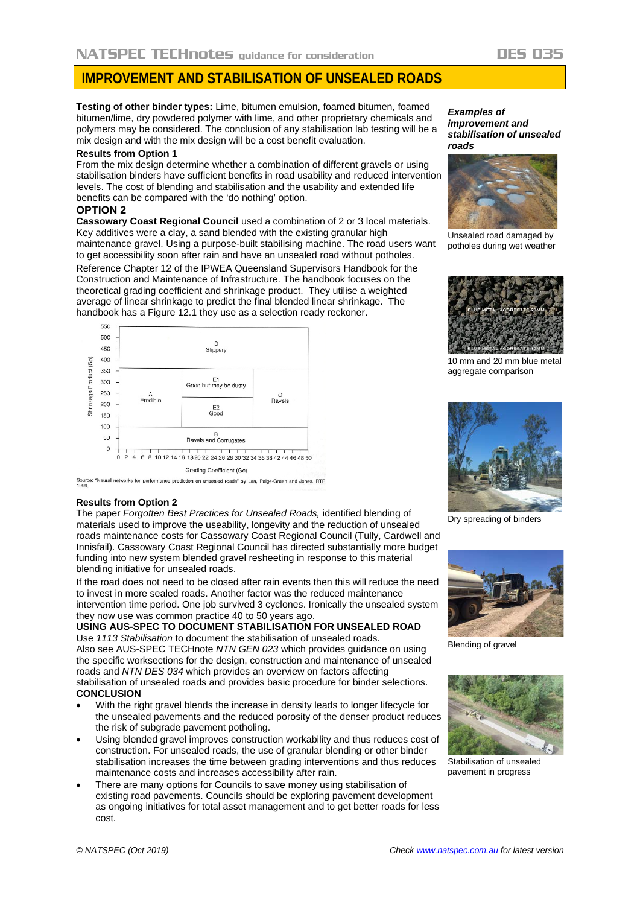# IMPROVEMENT AND STABILISATION OF UNSEALED ROADS

**Testing of other binder types:** Lime, bitumen emulsion, foamed bitumen, foamed bitumen/lime, dry powdered polymer with lime, and other proprietary chemicals and polymers may be considered. The conclusion of any stabilisation lab testing will be a mix design and with the mix design will be a cost benefit evaluation.

**Results from Option 1**

From the mix design determine whether a combination of different gravels or using stabilisation binders have sufficient benefits in road usability and reduced intervention levels. The cost of blending and stabilisation and the usability and extended life benefits can be compared with the 'do nothing' option.

**OPTION 2**

**Cassowary Coast Regional Council** used a combination of 2 or 3 local materials. Key additives were a clay, a sand blended with the existing granular high maintenance gravel. Using a purpose-built stabilising machine. The road users want to get accessibility soon after rain and have an unsealed road without potholes.

Reference Chapter 12 of the IPWEA Queensland Supervisors Handbook for the Construction and Maintenance of Infrastructure. The handbook focuses on the theoretical grading coefficient and shrinkage product. They utilise a weighted average of linear shrinkage to predict the final blended linear shrinkage. The handbook has a Figure 12.1 they use as a selection ready reckoner.

Shrinkage Product (Sp)
550
500
450
400
350
300
250
200
150
100
50
0

D
Slippery

A
Erodible

E1
Good but may be dusty

E2
Good

C
Ravels

B
Ravels and Corrugates

0 2 4 6 8 10 12 14 16 18 20 22 24 26 28 30 32 34 36 38 42 44 46 48 50

Grading Coefficient (Gc)

Source: "Neural networks for performance prediction on unsealed roads" by Lea, Paige-Green and Jones. RTR 1999.

**Results from Option 2**

The paper *Forgotten Best Practices for Unsealed Roads,* identified blending of materials used to improve the useability, longevity and the reduction of unsealed roads maintenance costs for Cassowary Coast Regional Council (Tully, Cardwell and Innisfail). Cassowary Coast Regional Council has directed substantially more budget funding into new system blended gravel resheeting in response to this material blending initiative for unsealed roads.

If the road does not need to be closed after rain events then this will reduce the need to invest in more sealed roads. Another factor was the reduced maintenance intervention time period. One job survived 3 cyclones. Ironically the unsealed system they now use was common practice 40 to 50 years ago.

**USING AUS-SPEC TO DOCUMENT STABILISATION FOR UNSEALED ROAD**

Use *1113 Stabilisation* to document the stabilisation of unsealed roads.

Also see AUS-SPEC TECHnote *NTN GEN 023* which provides guidance on using the specific worksections for the design, construction and maintenance of unsealed roads and *NTN DES 034* which provides an overview on factors affecting stabilisation of unsealed roads and provides basic procedure for binder selections.

**CONCLUSION**

- With the right gravel blends the increase in density leads to longer lifecycle for the unsealed pavements and the reduced porosity of the denser product reduces the risk of subgrade pavement potholing.
- Using blended gravel improves construction workability and thus reduces cost of construction. For unsealed roads, the use of granular blending or other binder stabilisation increases the time between grading interventions and thus reduces maintenance costs and increases accessibility after rain.
- There are many options for Councils to save money using stabilisation of existing road pavements. Councils should be exploring pavement development as ongoing initiatives for total asset management and to get better roads for less cost.

***Examples of improvement and stabilisation of unsealed roads***

Unsealed road damaged by potholes during wet weather

10 mm and 20 mm blue metal aggregate comparison

Dry spreading of binders

Blending of gravel

Stabilisation of unsealed pavement in progress